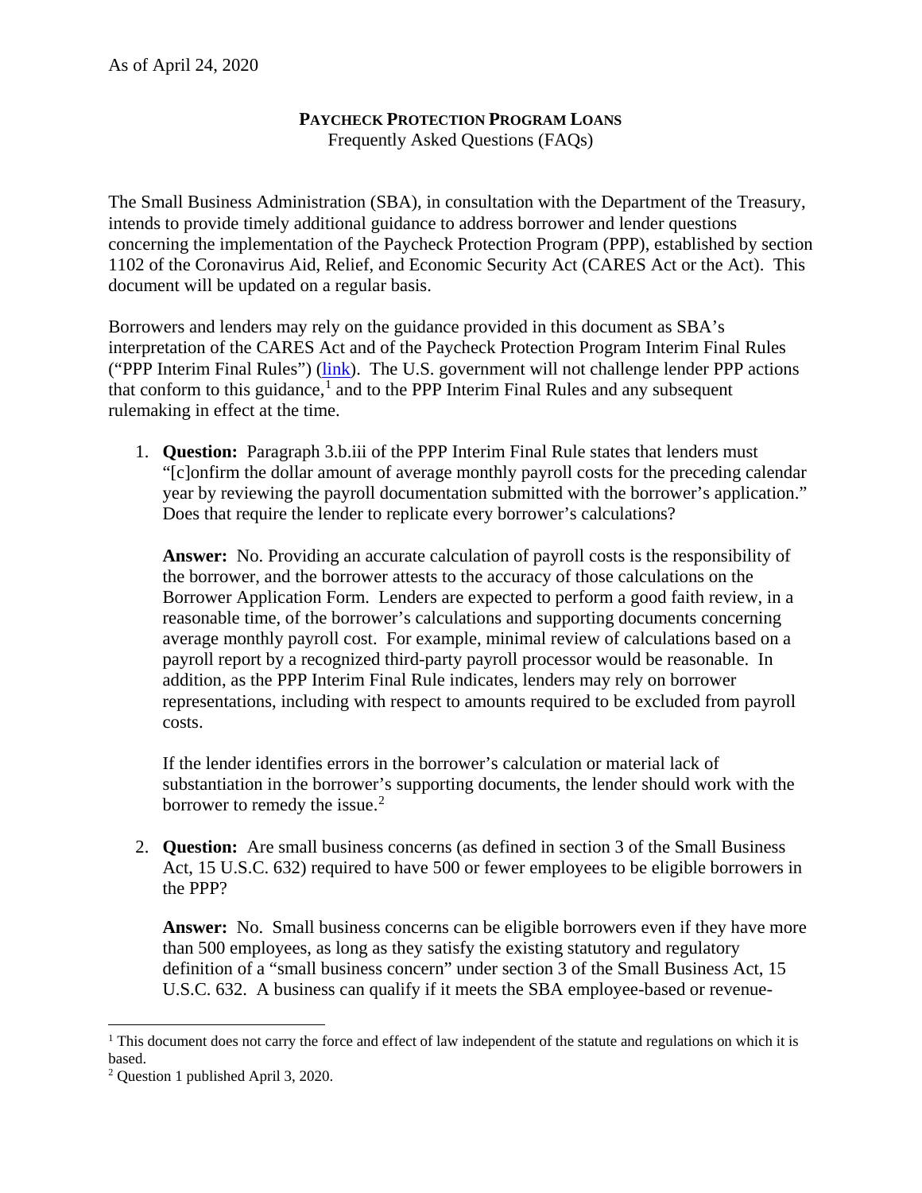As of April 24, 2020

**PAYCHECK PROTECTION PROGRAM LOANS**
Frequently Asked Questions (FAQs)

The Small Business Administration (SBA), in consultation with the Department of the Treasury, intends to provide timely additional guidance to address borrower and lender questions concerning the implementation of the Paycheck Protection Program (PPP), established by section 1102 of the Coronavirus Aid, Relief, and Economic Security Act (CARES Act or the Act). This document will be updated on a regular basis.

Borrowers and lenders may rely on the guidance provided in this document as SBA's interpretation of the CARES Act and of the Paycheck Protection Program Interim Final Rules ("PPP Interim Final Rules") (link). The U.S. government will not challenge lender PPP actions that conform to this guidance,[1] and to the PPP Interim Final Rules and any subsequent rulemaking in effect at the time.

1. **Question:** Paragraph 3.b.iii of the PPP Interim Final Rule states that lenders must "[c]onfirm the dollar amount of average monthly payroll costs for the preceding calendar year by reviewing the payroll documentation submitted with the borrower's application." Does that require the lender to replicate every borrower's calculations?

   **Answer:** No. Providing an accurate calculation of payroll costs is the responsibility of the borrower, and the borrower attests to the accuracy of those calculations on the Borrower Application Form. Lenders are expected to perform a good faith review, in a reasonable time, of the borrower's calculations and supporting documents concerning average monthly payroll cost. For example, minimal review of calculations based on a payroll report by a recognized third-party payroll processor would be reasonable. In addition, as the PPP Interim Final Rule indicates, lenders may rely on borrower representations, including with respect to amounts required to be excluded from payroll costs.

   If the lender identifies errors in the borrower's calculation or material lack of substantiation in the borrower's supporting documents, the lender should work with the borrower to remedy the issue.[2]

2. **Question:** Are small business concerns (as defined in section 3 of the Small Business Act, 15 U.S.C. 632) required to have 500 or fewer employees to be eligible borrowers in the PPP?

   **Answer:** No. Small business concerns can be eligible borrowers even if they have more than 500 employees, as long as they satisfy the existing statutory and regulatory definition of a "small business concern" under section 3 of the Small Business Act, 15 U.S.C. 632. A business can qualify if it meets the SBA employee-based or revenue-

---

[1] This document does not carry the force and effect of law independent of the statute and regulations on which it is based.

[2] Question 1 published April 3, 2020.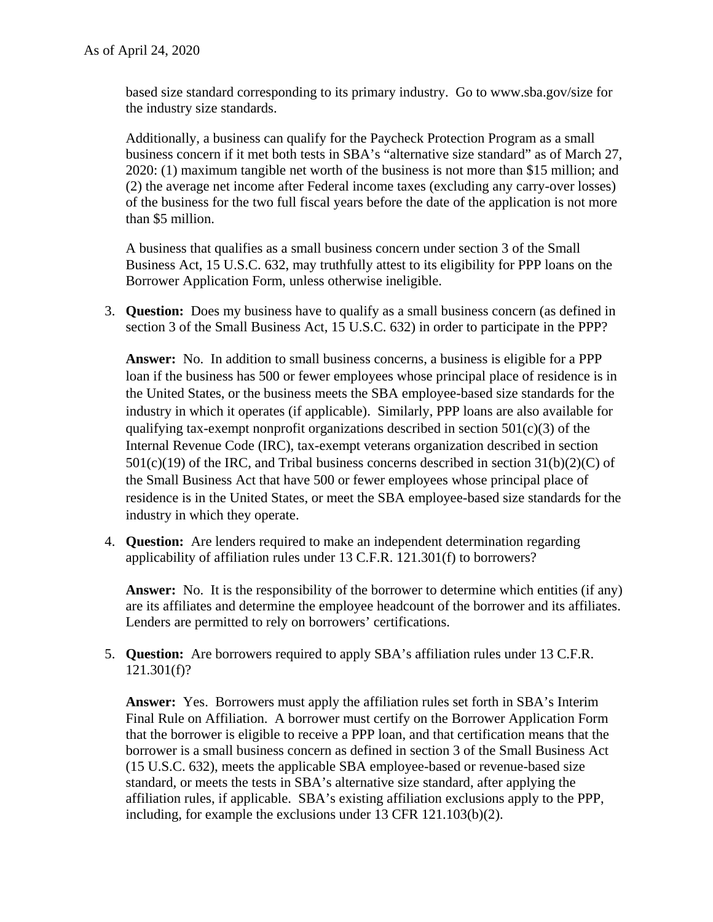based size standard corresponding to its primary industry. Go to www.sba.gov/size for the industry size standards.

Additionally, a business can qualify for the Paycheck Protection Program as a small business concern if it met both tests in SBA's "alternative size standard" as of March 27, 2020: (1) maximum tangible net worth of the business is not more than $15 million; and (2) the average net income after Federal income taxes (excluding any carry-over losses) of the business for the two full fiscal years before the date of the application is not more than $5 million.

A business that qualifies as a small business concern under section 3 of the Small Business Act, 15 U.S.C. 632, may truthfully attest to its eligibility for PPP loans on the Borrower Application Form, unless otherwise ineligible.

3. **Question:** Does my business have to qualify as a small business concern (as defined in section 3 of the Small Business Act, 15 U.S.C. 632) in order to participate in the PPP?

   **Answer:** No. In addition to small business concerns, a business is eligible for a PPP loan if the business has 500 or fewer employees whose principal place of residence is in the United States, or the business meets the SBA employee-based size standards for the industry in which it operates (if applicable). Similarly, PPP loans are also available for qualifying tax-exempt nonprofit organizations described in section 501(c)(3) of the Internal Revenue Code (IRC), tax-exempt veterans organization described in section 501(c)(19) of the IRC, and Tribal business concerns described in section 31(b)(2)(C) of the Small Business Act that have 500 or fewer employees whose principal place of residence is in the United States, or meet the SBA employee-based size standards for the industry in which they operate.

4. **Question:** Are lenders required to make an independent determination regarding applicability of affiliation rules under 13 C.F.R. 121.301(f) to borrowers?

   **Answer:** No. It is the responsibility of the borrower to determine which entities (if any) are its affiliates and determine the employee headcount of the borrower and its affiliates. Lenders are permitted to rely on borrowers' certifications.

5. **Question:** Are borrowers required to apply SBA's affiliation rules under 13 C.F.R. 121.301(f)?

   **Answer:** Yes. Borrowers must apply the affiliation rules set forth in SBA's Interim Final Rule on Affiliation. A borrower must certify on the Borrower Application Form that the borrower is eligible to receive a PPP loan, and that certification means that the borrower is a small business concern as defined in section 3 of the Small Business Act (15 U.S.C. 632), meets the applicable SBA employee-based or revenue-based size standard, or meets the tests in SBA's alternative size standard, after applying the affiliation rules, if applicable. SBA's existing affiliation exclusions apply to the PPP, including, for example the exclusions under 13 CFR 121.103(b)(2).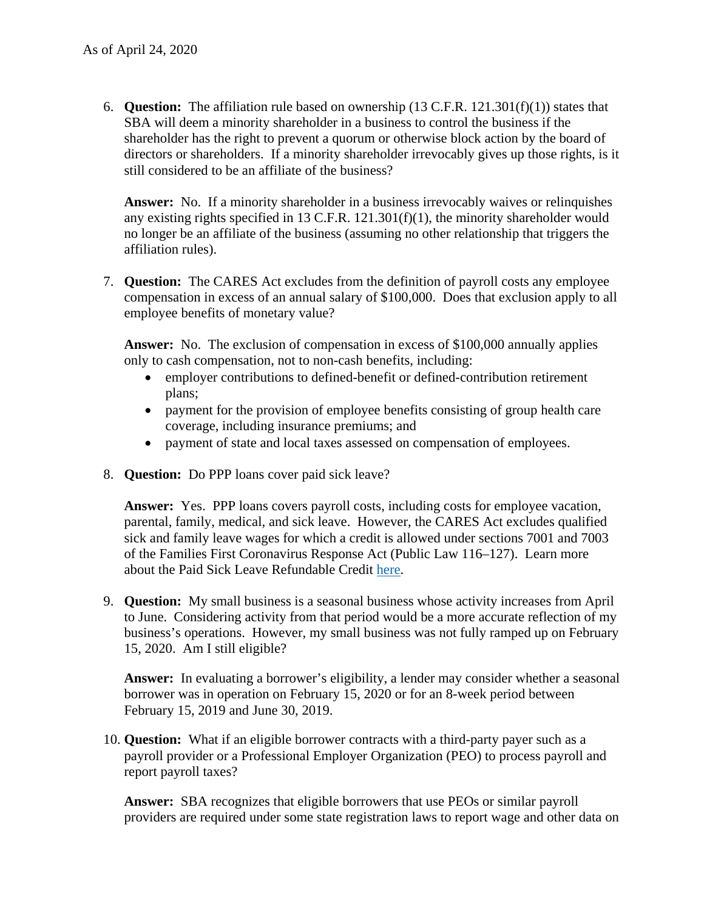As of April 24, 2020

6. **Question:** The affiliation rule based on ownership (13 C.F.R. 121.301(f)(1)) states that SBA will deem a minority shareholder in a business to control the business if the shareholder has the right to prevent a quorum or otherwise block action by the board of directors or shareholders. If a minority shareholder irrevocably gives up those rights, is it still considered to be an affiliate of the business?

   **Answer:** No. If a minority shareholder in a business irrevocably waives or relinquishes any existing rights specified in 13 C.F.R. 121.301(f)(1), the minority shareholder would no longer be an affiliate of the business (assuming no other relationship that triggers the affiliation rules).

7. **Question:** The CARES Act excludes from the definition of payroll costs any employee compensation in excess of an annual salary of $100,000. Does that exclusion apply to all employee benefits of monetary value?

   **Answer:** No. The exclusion of compensation in excess of $100,000 annually applies only to cash compensation, not to non-cash benefits, including:
   - employer contributions to defined-benefit or defined-contribution retirement plans;
   - payment for the provision of employee benefits consisting of group health care coverage, including insurance premiums; and
   - payment of state and local taxes assessed on compensation of employees.

8. **Question:** Do PPP loans cover paid sick leave?

   **Answer:** Yes. PPP loans covers payroll costs, including costs for employee vacation, parental, family, medical, and sick leave. However, the CARES Act excludes qualified sick and family leave wages for which a credit is allowed under sections 7001 and 7003 of the Families First Coronavirus Response Act (Public Law 116–127). Learn more about the Paid Sick Leave Refundable Credit here.

9. **Question:** My small business is a seasonal business whose activity increases from April to June. Considering activity from that period would be a more accurate reflection of my business's operations. However, my small business was not fully ramped up on February 15, 2020. Am I still eligible?

   **Answer:** In evaluating a borrower's eligibility, a lender may consider whether a seasonal borrower was in operation on February 15, 2020 or for an 8-week period between February 15, 2019 and June 30, 2019.

10. **Question:** What if an eligible borrower contracts with a third-party payer such as a payroll provider or a Professional Employer Organization (PEO) to process payroll and report payroll taxes?

    **Answer:** SBA recognizes that eligible borrowers that use PEOs or similar payroll providers are required under some state registration laws to report wage and other data on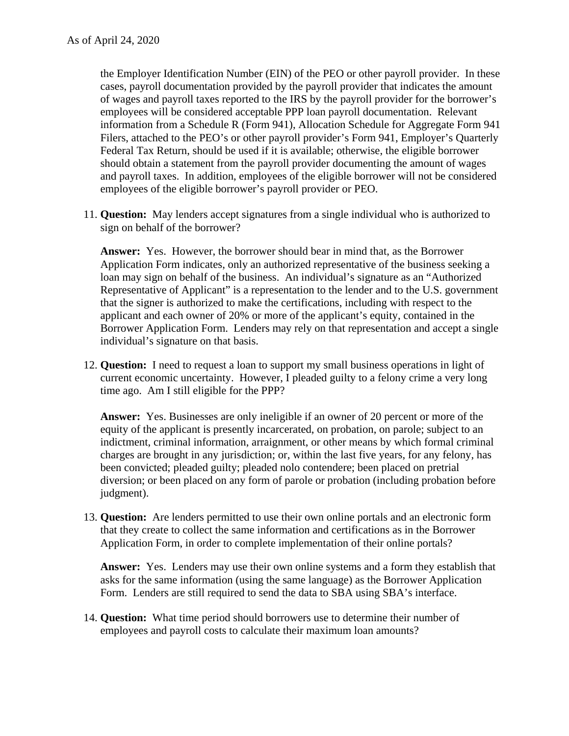the Employer Identification Number (EIN) of the PEO or other payroll provider. In these cases, payroll documentation provided by the payroll provider that indicates the amount of wages and payroll taxes reported to the IRS by the payroll provider for the borrower's employees will be considered acceptable PPP loan payroll documentation. Relevant information from a Schedule R (Form 941), Allocation Schedule for Aggregate Form 941 Filers, attached to the PEO's or other payroll provider's Form 941, Employer's Quarterly Federal Tax Return, should be used if it is available; otherwise, the eligible borrower should obtain a statement from the payroll provider documenting the amount of wages and payroll taxes. In addition, employees of the eligible borrower will not be considered employees of the eligible borrower's payroll provider or PEO.

11. **Question:** May lenders accept signatures from a single individual who is authorized to sign on behalf of the borrower?

    **Answer:** Yes. However, the borrower should bear in mind that, as the Borrower Application Form indicates, only an authorized representative of the business seeking a loan may sign on behalf of the business. An individual's signature as an "Authorized Representative of Applicant" is a representation to the lender and to the U.S. government that the signer is authorized to make the certifications, including with respect to the applicant and each owner of 20% or more of the applicant's equity, contained in the Borrower Application Form. Lenders may rely on that representation and accept a single individual's signature on that basis.

12. **Question:** I need to request a loan to support my small business operations in light of current economic uncertainty. However, I pleaded guilty to a felony crime a very long time ago. Am I still eligible for the PPP?

    **Answer:** Yes. Businesses are only ineligible if an owner of 20 percent or more of the equity of the applicant is presently incarcerated, on probation, on parole; subject to an indictment, criminal information, arraignment, or other means by which formal criminal charges are brought in any jurisdiction; or, within the last five years, for any felony, has been convicted; pleaded guilty; pleaded nolo contendere; been placed on pretrial diversion; or been placed on any form of parole or probation (including probation before judgment).

13. **Question:** Are lenders permitted to use their own online portals and an electronic form that they create to collect the same information and certifications as in the Borrower Application Form, in order to complete implementation of their online portals?

    **Answer:** Yes. Lenders may use their own online systems and a form they establish that asks for the same information (using the same language) as the Borrower Application Form. Lenders are still required to send the data to SBA using SBA's interface.

14. **Question:** What time period should borrowers use to determine their number of employees and payroll costs to calculate their maximum loan amounts?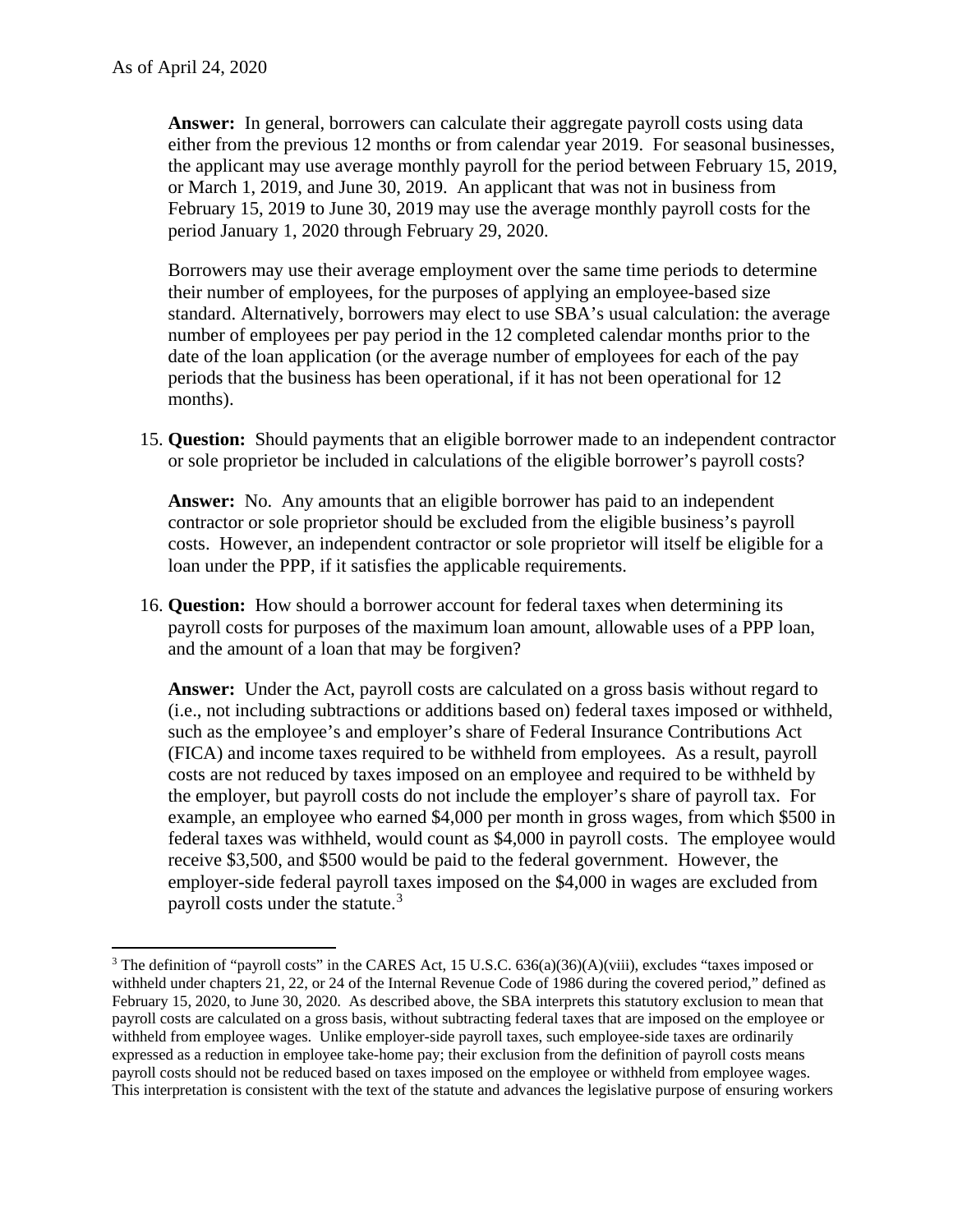**Answer:** In general, borrowers can calculate their aggregate payroll costs using data either from the previous 12 months or from calendar year 2019. For seasonal businesses, the applicant may use average monthly payroll for the period between February 15, 2019, or March 1, 2019, and June 30, 2019. An applicant that was not in business from February 15, 2019 to June 30, 2019 may use the average monthly payroll costs for the period January 1, 2020 through February 29, 2020.

Borrowers may use their average employment over the same time periods to determine their number of employees, for the purposes of applying an employee-based size standard. Alternatively, borrowers may elect to use SBA's usual calculation: the average number of employees per pay period in the 12 completed calendar months prior to the date of the loan application (or the average number of employees for each of the pay periods that the business has been operational, if it has not been operational for 12 months).

15. **Question:** Should payments that an eligible borrower made to an independent contractor or sole proprietor be included in calculations of the eligible borrower's payroll costs?

    **Answer:** No. Any amounts that an eligible borrower has paid to an independent contractor or sole proprietor should be excluded from the eligible business's payroll costs. However, an independent contractor or sole proprietor will itself be eligible for a loan under the PPP, if it satisfies the applicable requirements.

16. **Question:** How should a borrower account for federal taxes when determining its payroll costs for purposes of the maximum loan amount, allowable uses of a PPP loan, and the amount of a loan that may be forgiven?

    **Answer:** Under the Act, payroll costs are calculated on a gross basis without regard to (i.e., not including subtractions or additions based on) federal taxes imposed or withheld, such as the employee's and employer's share of Federal Insurance Contributions Act (FICA) and income taxes required to be withheld from employees. As a result, payroll costs are not reduced by taxes imposed on an employee and required to be withheld by the employer, but payroll costs do not include the employer's share of payroll tax. For example, an employee who earned $4,000 per month in gross wages, from which $500 in federal taxes was withheld, would count as $4,000 in payroll costs. The employee would receive $3,500, and $500 would be paid to the federal government. However, the employer-side federal payroll taxes imposed on the $4,000 in wages are excluded from payroll costs under the statute.[3]

---

[3] The definition of "payroll costs" in the CARES Act, 15 U.S.C. 636(a)(36)(A)(viii), excludes "taxes imposed or withheld under chapters 21, 22, or 24 of the Internal Revenue Code of 1986 during the covered period," defined as February 15, 2020, to June 30, 2020. As described above, the SBA interprets this statutory exclusion to mean that payroll costs are calculated on a gross basis, without subtracting federal taxes that are imposed on the employee or withheld from employee wages. Unlike employer-side payroll taxes, such employee-side taxes are ordinarily expressed as a reduction in employee take-home pay; their exclusion from the definition of payroll costs means payroll costs should not be reduced based on taxes imposed on the employee or withheld from employee wages. This interpretation is consistent with the text of the statute and advances the legislative purpose of ensuring workers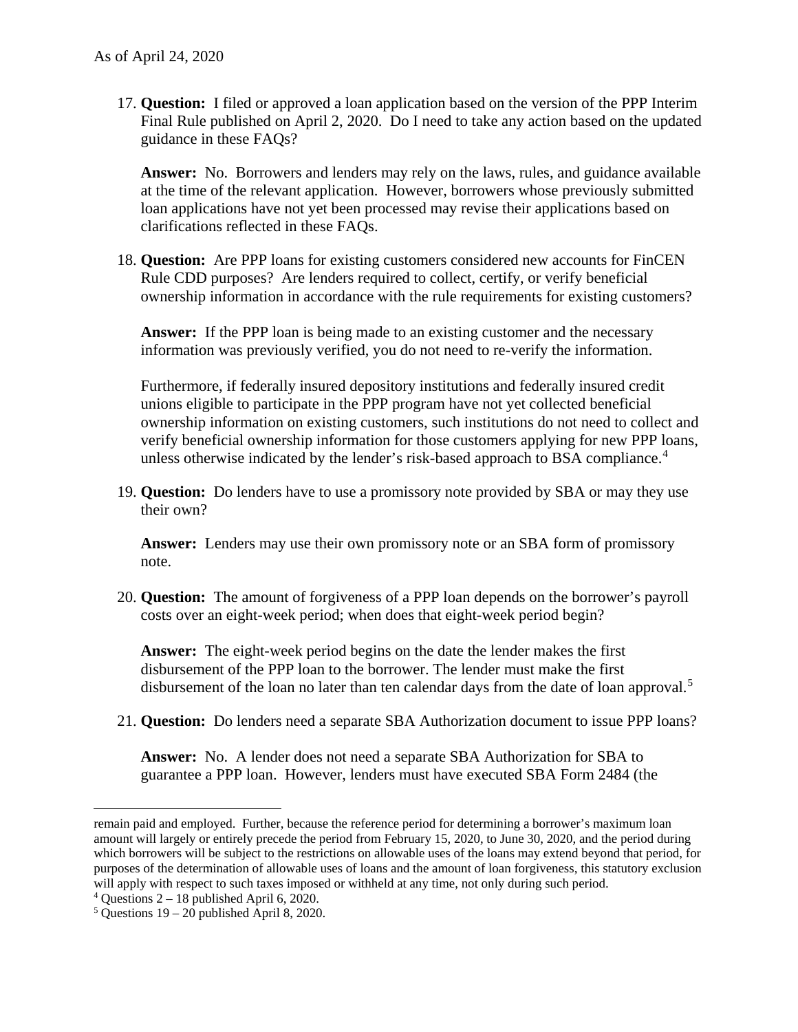17. **Question:** I filed or approved a loan application based on the version of the PPP Interim Final Rule published on April 2, 2020. Do I need to take any action based on the updated guidance in these FAQs?

    **Answer:** No. Borrowers and lenders may rely on the laws, rules, and guidance available at the time of the relevant application. However, borrowers whose previously submitted loan applications have not yet been processed may revise their applications based on clarifications reflected in these FAQs.

18. **Question:** Are PPP loans for existing customers considered new accounts for FinCEN Rule CDD purposes? Are lenders required to collect, certify, or verify beneficial ownership information in accordance with the rule requirements for existing customers?

    **Answer:** If the PPP loan is being made to an existing customer and the necessary information was previously verified, you do not need to re-verify the information.

    Furthermore, if federally insured depository institutions and federally insured credit unions eligible to participate in the PPP program have not yet collected beneficial ownership information on existing customers, such institutions do not need to collect and verify beneficial ownership information for those customers applying for new PPP loans, unless otherwise indicated by the lender's risk-based approach to BSA compliance.[4]

19. **Question:** Do lenders have to use a promissory note provided by SBA or may they use their own?

    **Answer:** Lenders may use their own promissory note or an SBA form of promissory note.

20. **Question:** The amount of forgiveness of a PPP loan depends on the borrower's payroll costs over an eight-week period; when does that eight-week period begin?

    **Answer:** The eight-week period begins on the date the lender makes the first disbursement of the PPP loan to the borrower. The lender must make the first disbursement of the loan no later than ten calendar days from the date of loan approval.[5]

21. **Question:** Do lenders need a separate SBA Authorization document to issue PPP loans?

    **Answer:** No. A lender does not need a separate SBA Authorization for SBA to guarantee a PPP loan. However, lenders must have executed SBA Form 2484 (the

---

remain paid and employed. Further, because the reference period for determining a borrower's maximum loan amount will largely or entirely precede the period from February 15, 2020, to June 30, 2020, and the period during which borrowers will be subject to the restrictions on allowable uses of the loans may extend beyond that period, for purposes of the determination of allowable uses of loans and the amount of loan forgiveness, this statutory exclusion will apply with respect to such taxes imposed or withheld at any time, not only during such period.

[4] Questions 2 – 18 published April 6, 2020.

[5] Questions 19 – 20 published April 8, 2020.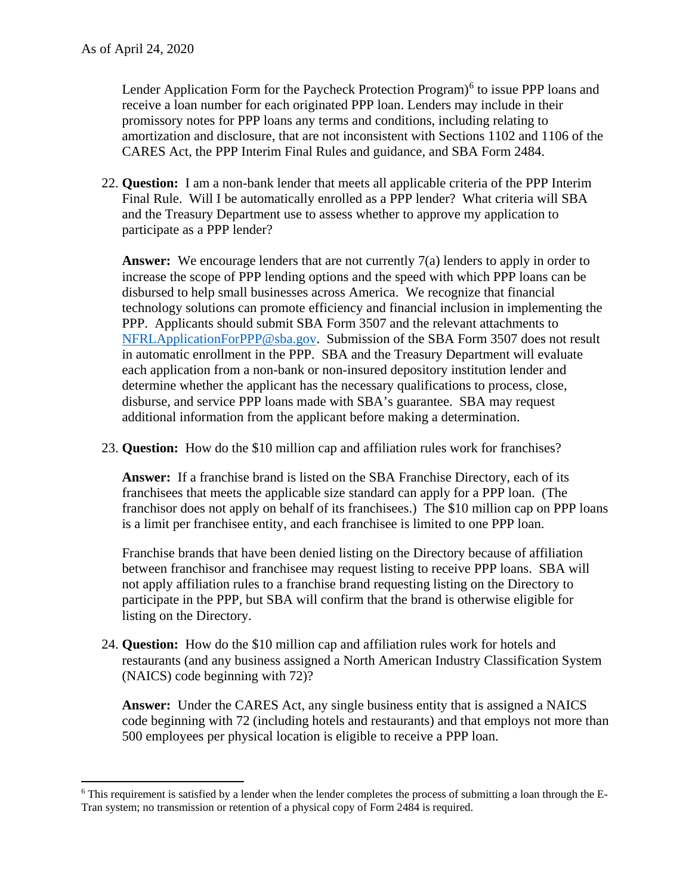Lender Application Form for the Paycheck Protection Program)[6] to issue PPP loans and receive a loan number for each originated PPP loan. Lenders may include in their promissory notes for PPP loans any terms and conditions, including relating to amortization and disclosure, that are not inconsistent with Sections 1102 and 1106 of the CARES Act, the PPP Interim Final Rules and guidance, and SBA Form 2484.

22. **Question:** I am a non-bank lender that meets all applicable criteria of the PPP Interim Final Rule. Will I be automatically enrolled as a PPP lender? What criteria will SBA and the Treasury Department use to assess whether to approve my application to participate as a PPP lender?

    **Answer:** We encourage lenders that are not currently 7(a) lenders to apply in order to increase the scope of PPP lending options and the speed with which PPP loans can be disbursed to help small businesses across America. We recognize that financial technology solutions can promote efficiency and financial inclusion in implementing the PPP. Applicants should submit SBA Form 3507 and the relevant attachments to NFRLApplicationForPPP@sba.gov. Submission of the SBA Form 3507 does not result in automatic enrollment in the PPP. SBA and the Treasury Department will evaluate each application from a non-bank or non-insured depository institution lender and determine whether the applicant has the necessary qualifications to process, close, disburse, and service PPP loans made with SBA's guarantee. SBA may request additional information from the applicant before making a determination.

23. **Question:** How do the $10 million cap and affiliation rules work for franchises?

    **Answer:** If a franchise brand is listed on the SBA Franchise Directory, each of its franchisees that meets the applicable size standard can apply for a PPP loan. (The franchisor does not apply on behalf of its franchisees.) The $10 million cap on PPP loans is a limit per franchisee entity, and each franchisee is limited to one PPP loan.

    Franchise brands that have been denied listing on the Directory because of affiliation between franchisor and franchisee may request listing to receive PPP loans. SBA will not apply affiliation rules to a franchise brand requesting listing on the Directory to participate in the PPP, but SBA will confirm that the brand is otherwise eligible for listing on the Directory.

24. **Question:** How do the $10 million cap and affiliation rules work for hotels and restaurants (and any business assigned a North American Industry Classification System (NAICS) code beginning with 72)?

    **Answer:** Under the CARES Act, any single business entity that is assigned a NAICS code beginning with 72 (including hotels and restaurants) and that employs not more than 500 employees per physical location is eligible to receive a PPP loan.

---

[6] This requirement is satisfied by a lender when the lender completes the process of submitting a loan through the E-Tran system; no transmission or retention of a physical copy of Form 2484 is required.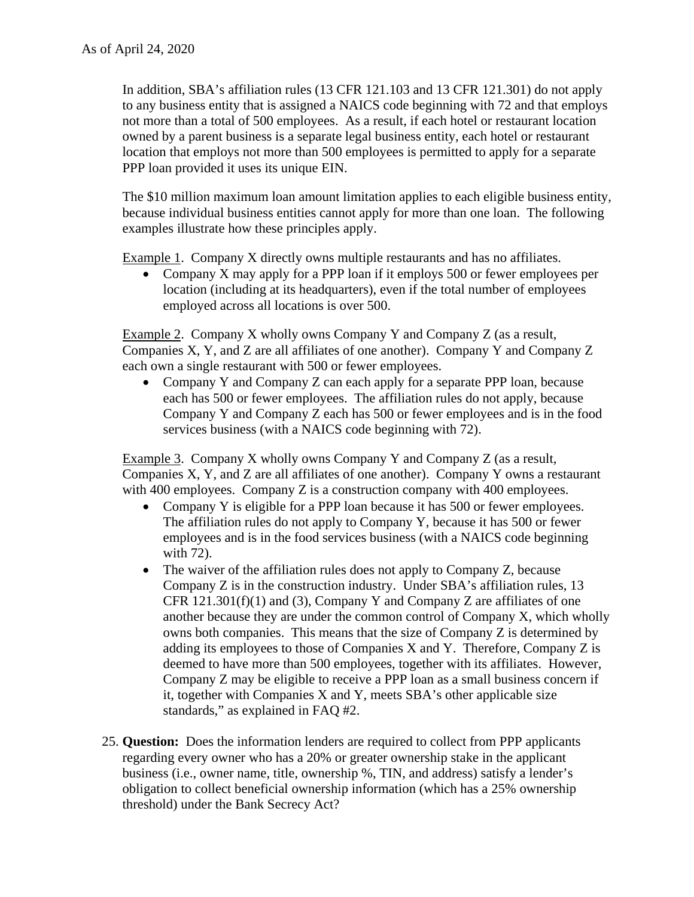As of April 24, 2020

In addition, SBA's affiliation rules (13 CFR 121.103 and 13 CFR 121.301) do not apply to any business entity that is assigned a NAICS code beginning with 72 and that employs not more than a total of 500 employees. As a result, if each hotel or restaurant location owned by a parent business is a separate legal business entity, each hotel or restaurant location that employs not more than 500 employees is permitted to apply for a separate PPP loan provided it uses its unique EIN.

The $10 million maximum loan amount limitation applies to each eligible business entity, because individual business entities cannot apply for more than one loan. The following examples illustrate how these principles apply.

Example 1. Company X directly owns multiple restaurants and has no affiliates.

- Company X may apply for a PPP loan if it employs 500 or fewer employees per location (including at its headquarters), even if the total number of employees employed across all locations is over 500.

Example 2. Company X wholly owns Company Y and Company Z (as a result, Companies X, Y, and Z are all affiliates of one another). Company Y and Company Z each own a single restaurant with 500 or fewer employees.

- Company Y and Company Z can each apply for a separate PPP loan, because each has 500 or fewer employees. The affiliation rules do not apply, because Company Y and Company Z each has 500 or fewer employees and is in the food services business (with a NAICS code beginning with 72).

Example 3. Company X wholly owns Company Y and Company Z (as a result, Companies X, Y, and Z are all affiliates of one another). Company Y owns a restaurant with 400 employees. Company Z is a construction company with 400 employees.

- Company Y is eligible for a PPP loan because it has 500 or fewer employees. The affiliation rules do not apply to Company Y, because it has 500 or fewer employees and is in the food services business (with a NAICS code beginning with 72).
- The waiver of the affiliation rules does not apply to Company Z, because Company Z is in the construction industry. Under SBA's affiliation rules, 13 CFR 121.301(f)(1) and (3), Company Y and Company Z are affiliates of one another because they are under the common control of Company X, which wholly owns both companies. This means that the size of Company Z is determined by adding its employees to those of Companies X and Y. Therefore, Company Z is deemed to have more than 500 employees, together with its affiliates. However, Company Z may be eligible to receive a PPP loan as a small business concern if it, together with Companies X and Y, meets SBA's other applicable size standards," as explained in FAQ #2.

25. **Question:** Does the information lenders are required to collect from PPP applicants regarding every owner who has a 20% or greater ownership stake in the applicant business (i.e., owner name, title, ownership %, TIN, and address) satisfy a lender's obligation to collect beneficial ownership information (which has a 25% ownership threshold) under the Bank Secrecy Act?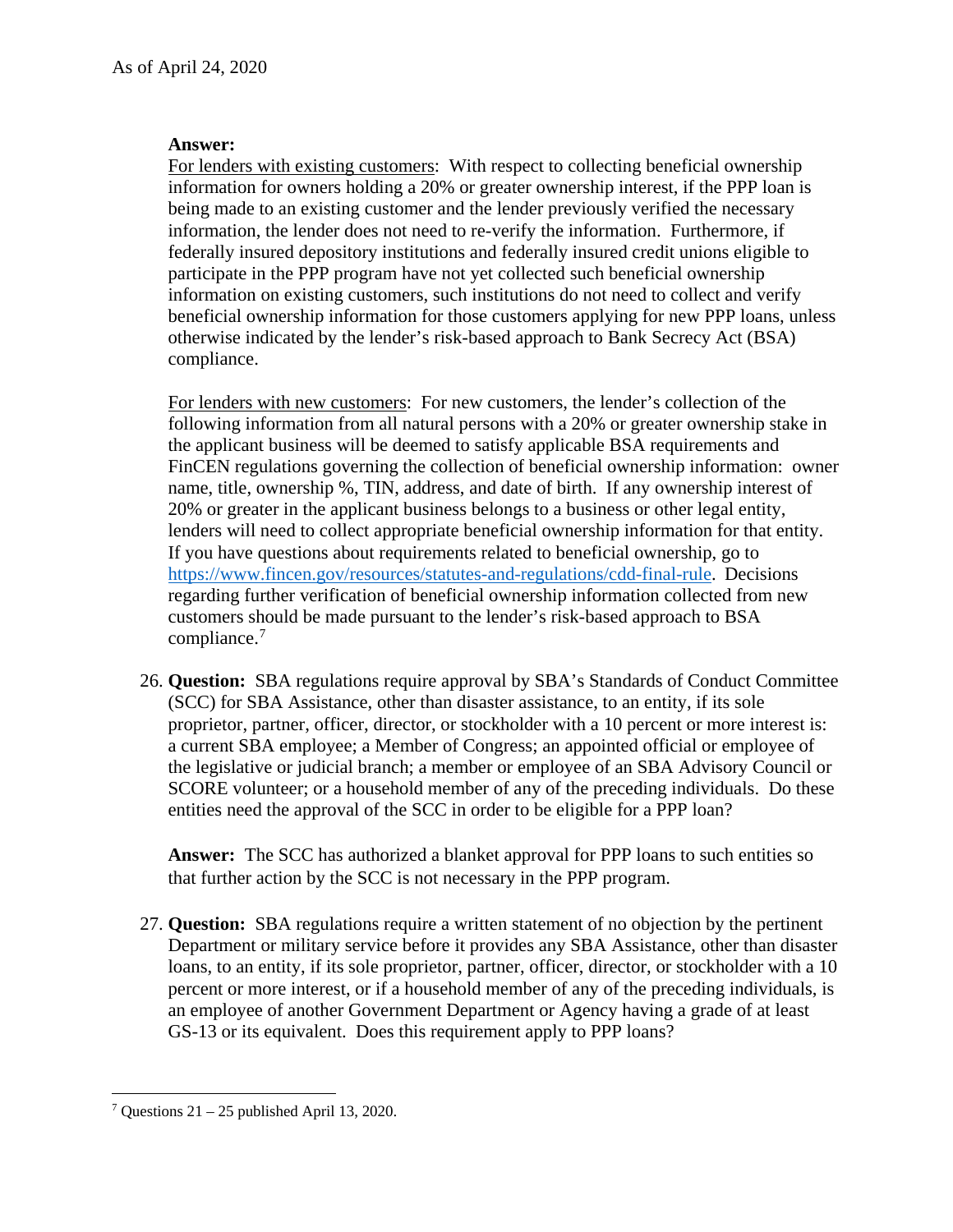**Answer:**

For lenders with existing customers: With respect to collecting beneficial ownership information for owners holding a 20% or greater ownership interest, if the PPP loan is being made to an existing customer and the lender previously verified the necessary information, the lender does not need to re-verify the information. Furthermore, if federally insured depository institutions and federally insured credit unions eligible to participate in the PPP program have not yet collected such beneficial ownership information on existing customers, such institutions do not need to collect and verify beneficial ownership information for those customers applying for new PPP loans, unless otherwise indicated by the lender's risk-based approach to Bank Secrecy Act (BSA) compliance.

For lenders with new customers: For new customers, the lender's collection of the following information from all natural persons with a 20% or greater ownership stake in the applicant business will be deemed to satisfy applicable BSA requirements and FinCEN regulations governing the collection of beneficial ownership information: owner name, title, ownership %, TIN, address, and date of birth. If any ownership interest of 20% or greater in the applicant business belongs to a business or other legal entity, lenders will need to collect appropriate beneficial ownership information for that entity. If you have questions about requirements related to beneficial ownership, go to https://www.fincen.gov/resources/statutes-and-regulations/cdd-final-rule. Decisions regarding further verification of beneficial ownership information collected from new customers should be made pursuant to the lender's risk-based approach to BSA compliance.[7]

26. **Question:** SBA regulations require approval by SBA's Standards of Conduct Committee (SCC) for SBA Assistance, other than disaster assistance, to an entity, if its sole proprietor, partner, officer, director, or stockholder with a 10 percent or more interest is: a current SBA employee; a Member of Congress; an appointed official or employee of the legislative or judicial branch; a member or employee of an SBA Advisory Council or SCORE volunteer; or a household member of any of the preceding individuals. Do these entities need the approval of the SCC in order to be eligible for a PPP loan?

    **Answer:** The SCC has authorized a blanket approval for PPP loans to such entities so that further action by the SCC is not necessary in the PPP program.

27. **Question:** SBA regulations require a written statement of no objection by the pertinent Department or military service before it provides any SBA Assistance, other than disaster loans, to an entity, if its sole proprietor, partner, officer, director, or stockholder with a 10 percent or more interest, or if a household member of any of the preceding individuals, is an employee of another Government Department or Agency having a grade of at least GS-13 or its equivalent. Does this requirement apply to PPP loans?

[7] Questions 21 – 25 published April 13, 2020.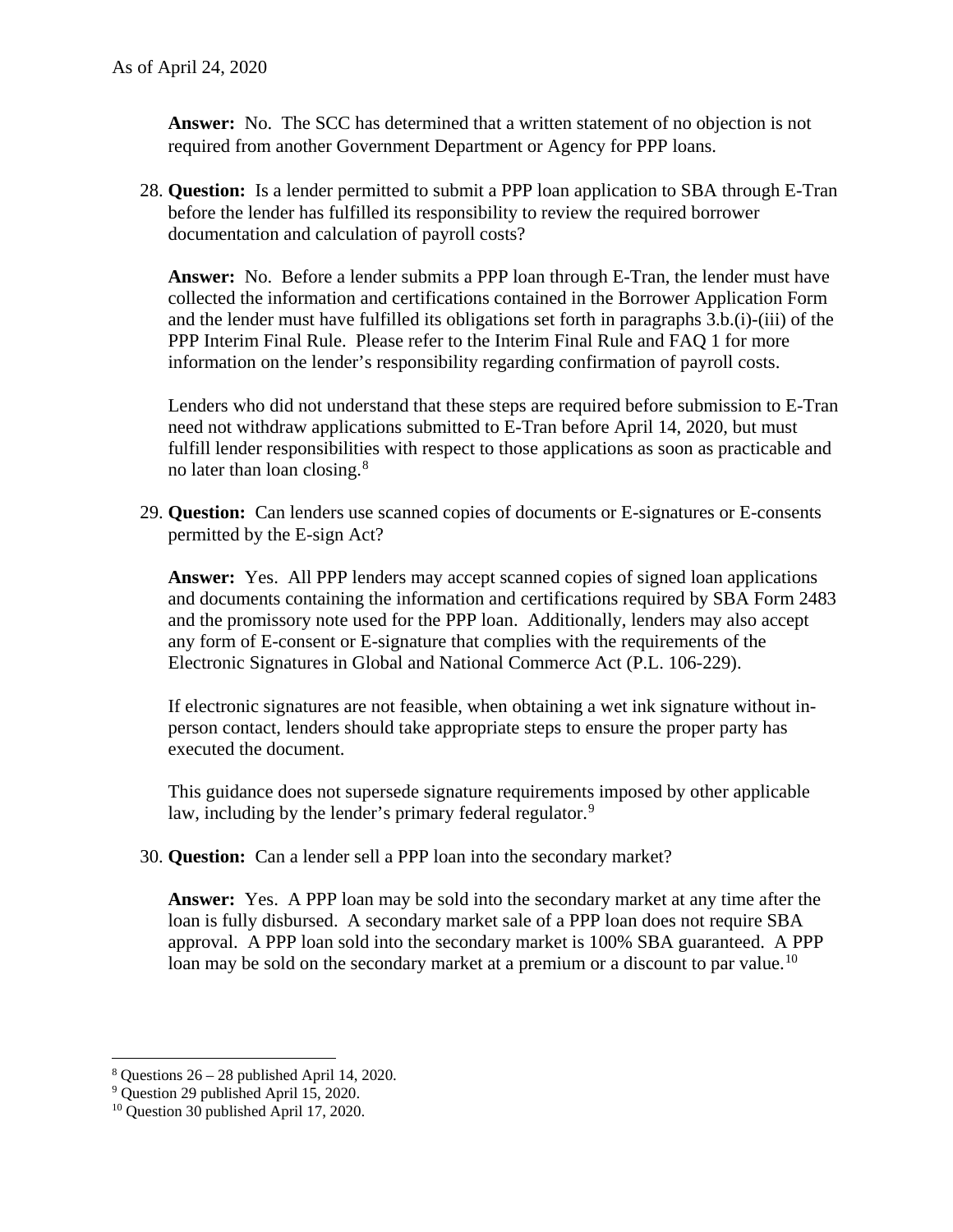**Answer:** No. The SCC has determined that a written statement of no objection is not required from another Government Department or Agency for PPP loans.

28. **Question:** Is a lender permitted to submit a PPP loan application to SBA through E-Tran before the lender has fulfilled its responsibility to review the required borrower documentation and calculation of payroll costs?

    **Answer:** No. Before a lender submits a PPP loan through E-Tran, the lender must have collected the information and certifications contained in the Borrower Application Form and the lender must have fulfilled its obligations set forth in paragraphs 3.b.(i)-(iii) of the PPP Interim Final Rule. Please refer to the Interim Final Rule and FAQ 1 for more information on the lender's responsibility regarding confirmation of payroll costs.

    Lenders who did not understand that these steps are required before submission to E-Tran need not withdraw applications submitted to E-Tran before April 14, 2020, but must fulfill lender responsibilities with respect to those applications as soon as practicable and no later than loan closing.[8]

29. **Question:** Can lenders use scanned copies of documents or E-signatures or E-consents permitted by the E-sign Act?

    **Answer:** Yes. All PPP lenders may accept scanned copies of signed loan applications and documents containing the information and certifications required by SBA Form 2483 and the promissory note used for the PPP loan. Additionally, lenders may also accept any form of E-consent or E-signature that complies with the requirements of the Electronic Signatures in Global and National Commerce Act (P.L. 106-229).

    If electronic signatures are not feasible, when obtaining a wet ink signature without in-person contact, lenders should take appropriate steps to ensure the proper party has executed the document.

    This guidance does not supersede signature requirements imposed by other applicable law, including by the lender's primary federal regulator.[9]

30. **Question:** Can a lender sell a PPP loan into the secondary market?

    **Answer:** Yes. A PPP loan may be sold into the secondary market at any time after the loan is fully disbursed. A secondary market sale of a PPP loan does not require SBA approval. A PPP loan sold into the secondary market is 100% SBA guaranteed. A PPP loan may be sold on the secondary market at a premium or a discount to par value.[10]

---

[8] Questions 26 – 28 published April 14, 2020.

[9] Question 29 published April 15, 2020.

[10] Question 30 published April 17, 2020.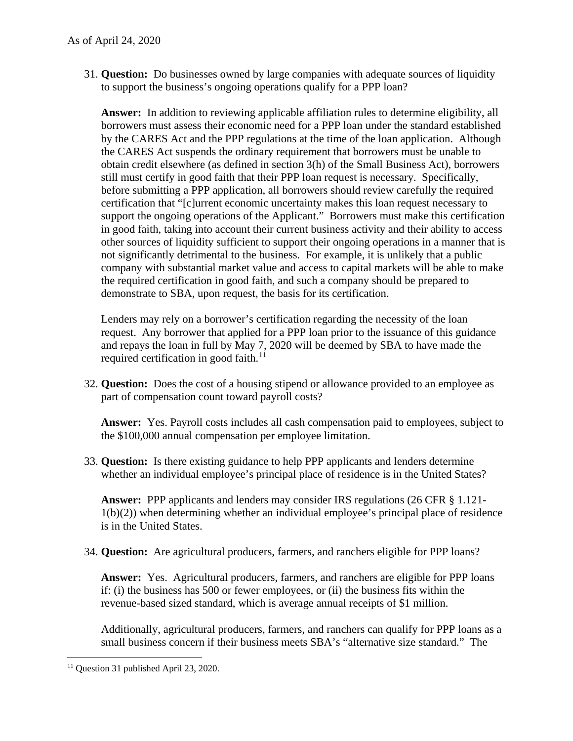31. **Question:** Do businesses owned by large companies with adequate sources of liquidity to support the business's ongoing operations qualify for a PPP loan?

    **Answer:** In addition to reviewing applicable affiliation rules to determine eligibility, all borrowers must assess their economic need for a PPP loan under the standard established by the CARES Act and the PPP regulations at the time of the loan application. Although the CARES Act suspends the ordinary requirement that borrowers must be unable to obtain credit elsewhere (as defined in section 3(h) of the Small Business Act), borrowers still must certify in good faith that their PPP loan request is necessary. Specifically, before submitting a PPP application, all borrowers should review carefully the required certification that "[c]urrent economic uncertainty makes this loan request necessary to support the ongoing operations of the Applicant." Borrowers must make this certification in good faith, taking into account their current business activity and their ability to access other sources of liquidity sufficient to support their ongoing operations in a manner that is not significantly detrimental to the business. For example, it is unlikely that a public company with substantial market value and access to capital markets will be able to make the required certification in good faith, and such a company should be prepared to demonstrate to SBA, upon request, the basis for its certification.

    Lenders may rely on a borrower's certification regarding the necessity of the loan request. Any borrower that applied for a PPP loan prior to the issuance of this guidance and repays the loan in full by May 7, 2020 will be deemed by SBA to have made the required certification in good faith.[11]

32. **Question:** Does the cost of a housing stipend or allowance provided to an employee as part of compensation count toward payroll costs?

    **Answer:** Yes. Payroll costs includes all cash compensation paid to employees, subject to the $100,000 annual compensation per employee limitation.

33. **Question:** Is there existing guidance to help PPP applicants and lenders determine whether an individual employee's principal place of residence is in the United States?

    **Answer:** PPP applicants and lenders may consider IRS regulations (26 CFR § 1.121-1(b)(2)) when determining whether an individual employee's principal place of residence is in the United States.

34. **Question:** Are agricultural producers, farmers, and ranchers eligible for PPP loans?

    **Answer:** Yes. Agricultural producers, farmers, and ranchers are eligible for PPP loans if: (i) the business has 500 or fewer employees, or (ii) the business fits within the revenue-based sized standard, which is average annual receipts of $1 million.

    Additionally, agricultural producers, farmers, and ranchers can qualify for PPP loans as a small business concern if their business meets SBA's "alternative size standard." The

[11] Question 31 published April 23, 2020.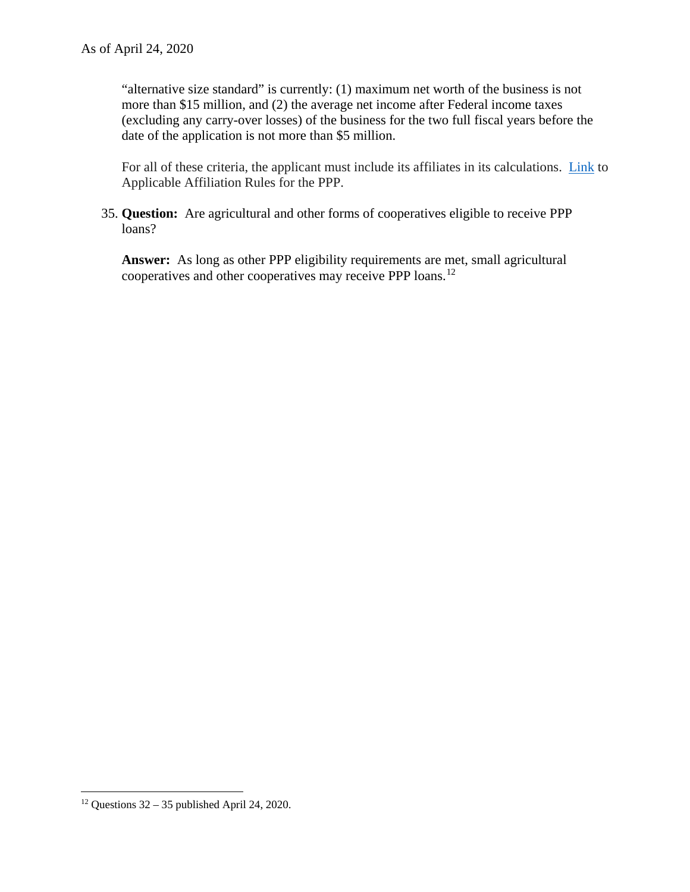"alternative size standard" is currently: (1) maximum net worth of the business is not more than $15 million, and (2) the average net income after Federal income taxes (excluding any carry-over losses) of the business for the two full fiscal years before the date of the application is not more than $5 million.

For all of these criteria, the applicant must include its affiliates in its calculations. Link to Applicable Affiliation Rules for the PPP.

35. **Question:** Are agricultural and other forms of cooperatives eligible to receive PPP loans?

    **Answer:** As long as other PPP eligibility requirements are met, small agricultural cooperatives and other cooperatives may receive PPP loans.[12]

---

[12] Questions 32 – 35 published April 24, 2020.